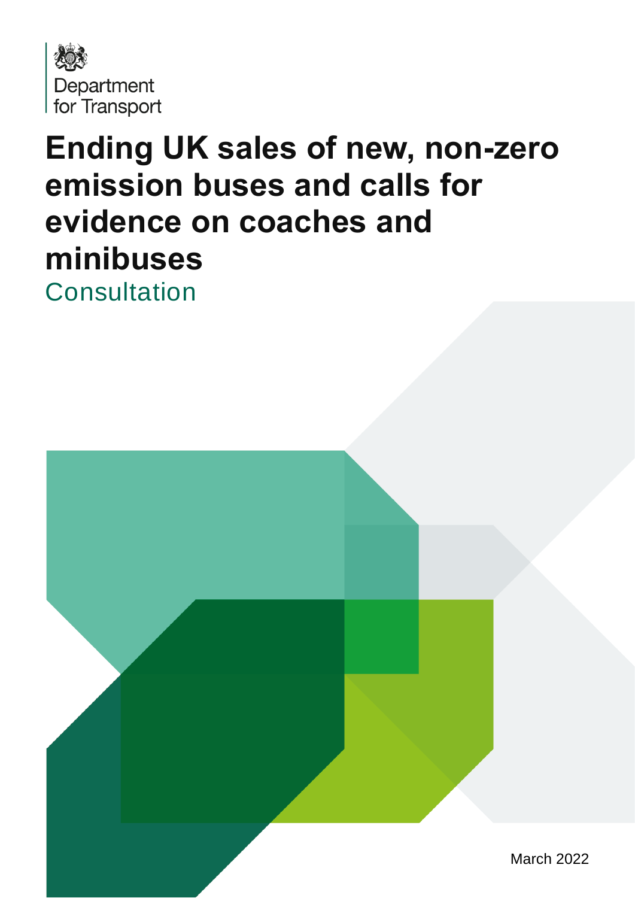Department for Transport

# Ending UK sales of new, non-zero emission buses and calls for evidence on coaches and minibuses

## Consultation

March 2022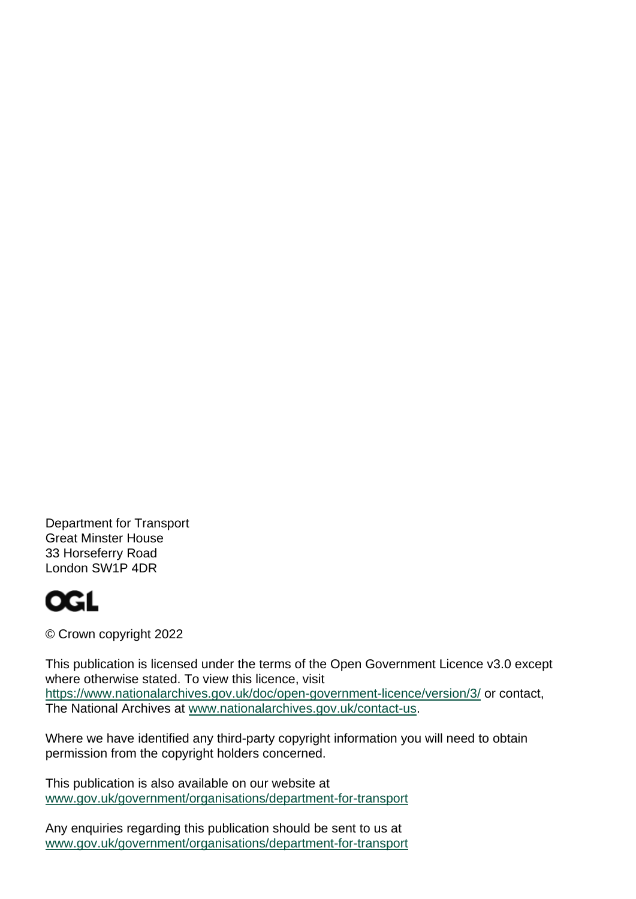Department for Transport
Great Minster House
33 Horseferry Road
London SW1P 4DR

OGL

© Crown copyright 2022

This publication is licensed under the terms of the Open Government Licence v3.0 except where otherwise stated. To view this licence, visit https://www.nationalarchives.gov.uk/doc/open-government-licence/version/3/ or contact, The National Archives at www.nationalarchives.gov.uk/contact-us.

Where we have identified any third-party copyright information you will need to obtain permission from the copyright holders concerned.

This publication is also available on our website at www.gov.uk/government/organisations/department-for-transport

Any enquiries regarding this publication should be sent to us at www.gov.uk/government/organisations/department-for-transport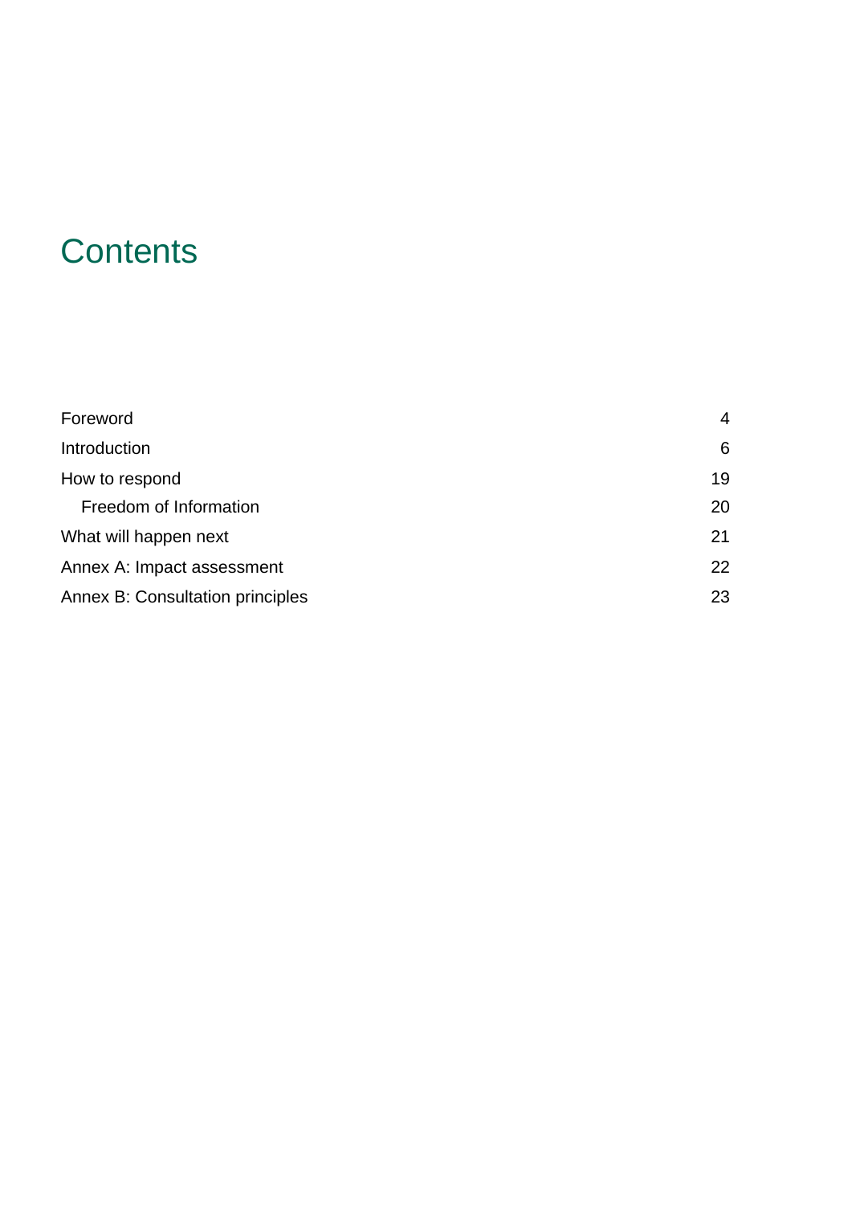# Contents

| | |
|---|---|
| Foreword | 4 |
| Introduction | 6 |
| How to respond | 19 |
| Freedom of Information | 20 |
| What will happen next | 21 |
| Annex A: Impact assessment | 22 |
| Annex B: Consultation principles | 23 |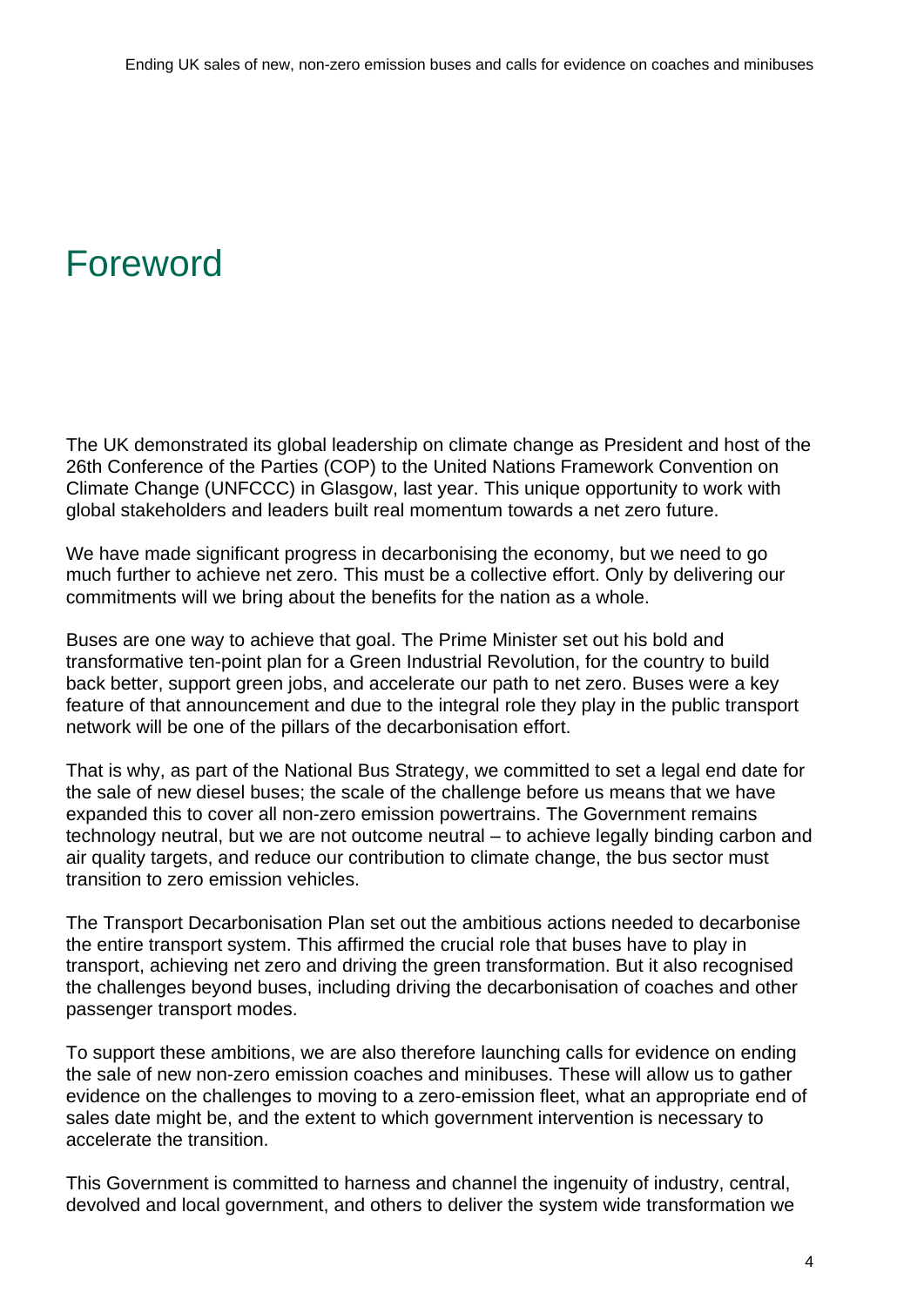# Foreword

The UK demonstrated its global leadership on climate change as President and host of the 26th Conference of the Parties (COP) to the United Nations Framework Convention on Climate Change (UNFCCC) in Glasgow, last year. This unique opportunity to work with global stakeholders and leaders built real momentum towards a net zero future.

We have made significant progress in decarbonising the economy, but we need to go much further to achieve net zero. This must be a collective effort. Only by delivering our commitments will we bring about the benefits for the nation as a whole.

Buses are one way to achieve that goal. The Prime Minister set out his bold and transformative ten-point plan for a Green Industrial Revolution, for the country to build back better, support green jobs, and accelerate our path to net zero. Buses were a key feature of that announcement and due to the integral role they play in the public transport network will be one of the pillars of the decarbonisation effort.

That is why, as part of the National Bus Strategy, we committed to set a legal end date for the sale of new diesel buses; the scale of the challenge before us means that we have expanded this to cover all non-zero emission powertrains. The Government remains technology neutral, but we are not outcome neutral – to achieve legally binding carbon and air quality targets, and reduce our contribution to climate change, the bus sector must transition to zero emission vehicles.

The Transport Decarbonisation Plan set out the ambitious actions needed to decarbonise the entire transport system. This affirmed the crucial role that buses have to play in transport, achieving net zero and driving the green transformation. But it also recognised the challenges beyond buses, including driving the decarbonisation of coaches and other passenger transport modes.

To support these ambitions, we are also therefore launching calls for evidence on ending the sale of new non-zero emission coaches and minibuses. These will allow us to gather evidence on the challenges to moving to a zero-emission fleet, what an appropriate end of sales date might be, and the extent to which government intervention is necessary to accelerate the transition.

This Government is committed to harness and channel the ingenuity of industry, central, devolved and local government, and others to deliver the system wide transformation we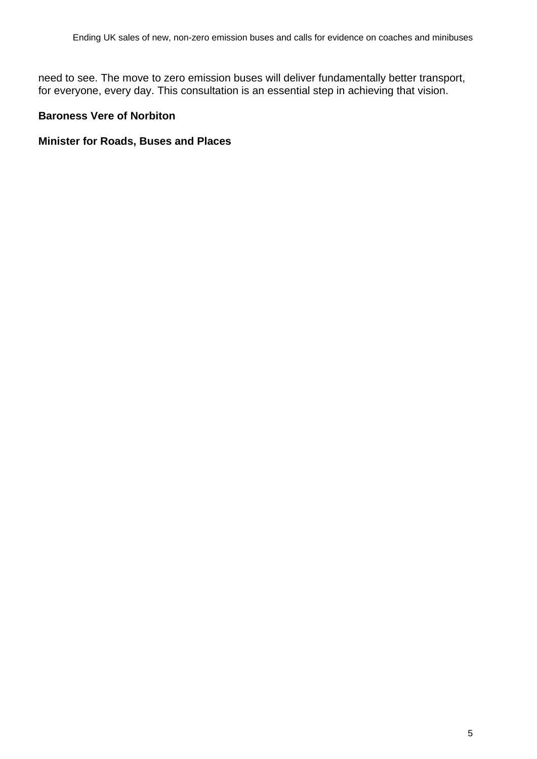need to see. The move to zero emission buses will deliver fundamentally better transport, for everyone, every day. This consultation is an essential step in achieving that vision.

**Baroness Vere of Norbiton**

**Minister for Roads, Buses and Places**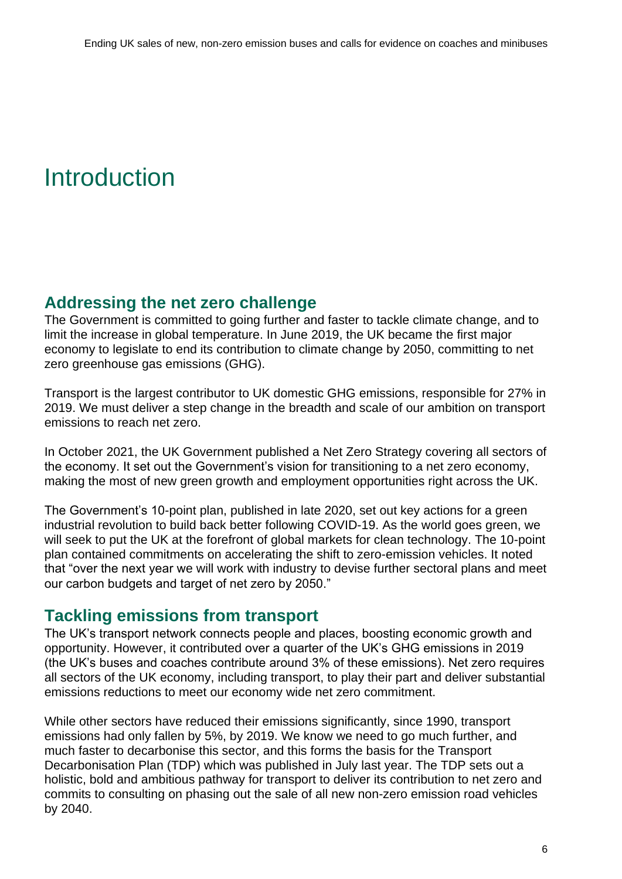# Introduction

## Addressing the net zero challenge

The Government is committed to going further and faster to tackle climate change, and to limit the increase in global temperature. In June 2019, the UK became the first major economy to legislate to end its contribution to climate change by 2050, committing to net zero greenhouse gas emissions (GHG).

Transport is the largest contributor to UK domestic GHG emissions, responsible for 27% in 2019. We must deliver a step change in the breadth and scale of our ambition on transport emissions to reach net zero.

In October 2021, the UK Government published a Net Zero Strategy covering all sectors of the economy. It set out the Government's vision for transitioning to a net zero economy, making the most of new green growth and employment opportunities right across the UK.

The Government's 10-point plan, published in late 2020, set out key actions for a green industrial revolution to build back better following COVID-19. As the world goes green, we will seek to put the UK at the forefront of global markets for clean technology. The 10-point plan contained commitments on accelerating the shift to zero-emission vehicles. It noted that "over the next year we will work with industry to devise further sectoral plans and meet our carbon budgets and target of net zero by 2050."

## Tackling emissions from transport

The UK's transport network connects people and places, boosting economic growth and opportunity. However, it contributed over a quarter of the UK's GHG emissions in 2019 (the UK's buses and coaches contribute around 3% of these emissions). Net zero requires all sectors of the UK economy, including transport, to play their part and deliver substantial emissions reductions to meet our economy wide net zero commitment.

While other sectors have reduced their emissions significantly, since 1990, transport emissions had only fallen by 5%, by 2019. We know we need to go much further, and much faster to decarbonise this sector, and this forms the basis for the Transport Decarbonisation Plan (TDP) which was published in July last year. The TDP sets out a holistic, bold and ambitious pathway for transport to deliver its contribution to net zero and commits to consulting on phasing out the sale of all new non-zero emission road vehicles by 2040.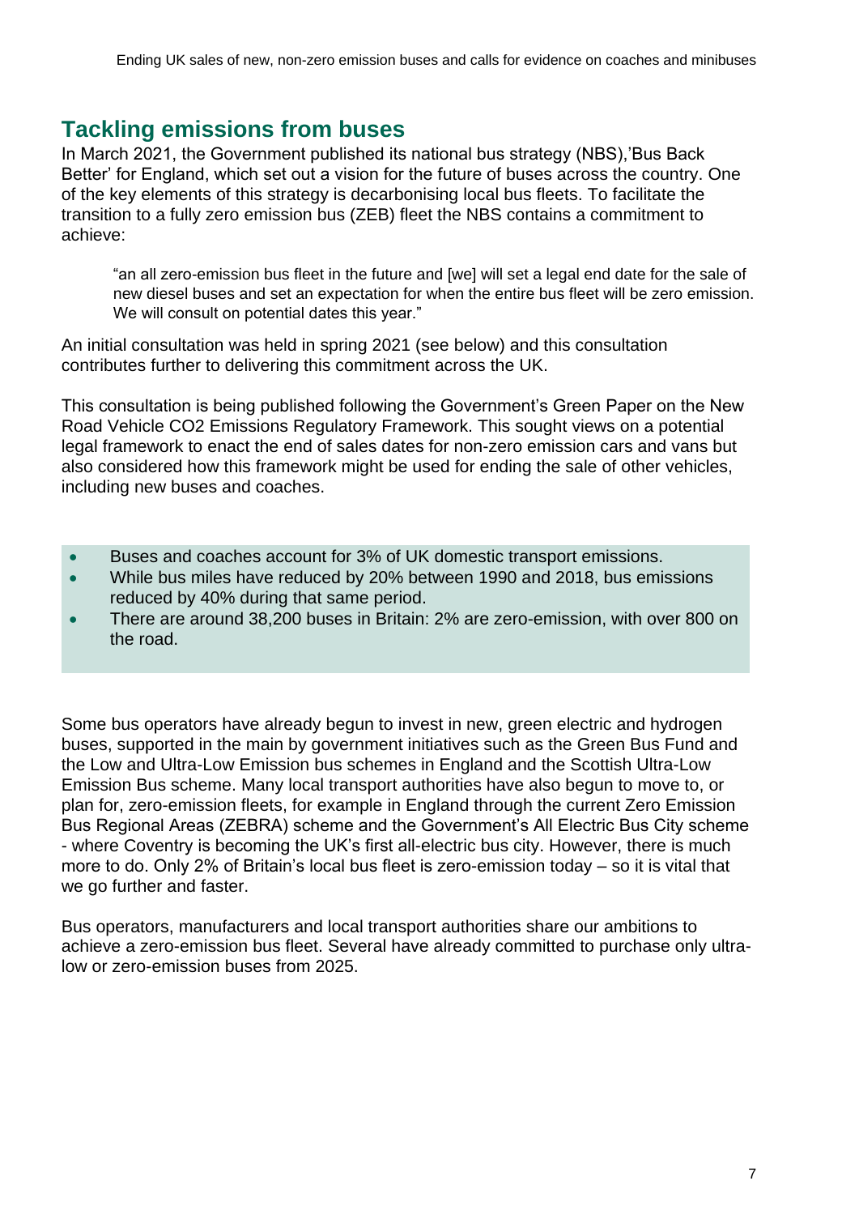## Tackling emissions from buses

In March 2021, the Government published its national bus strategy (NBS),'Bus Back Better' for England, which set out a vision for the future of buses across the country. One of the key elements of this strategy is decarbonising local bus fleets. To facilitate the transition to a fully zero emission bus (ZEB) fleet the NBS contains a commitment to achieve:

> "an all zero-emission bus fleet in the future and [we] will set a legal end date for the sale of new diesel buses and set an expectation for when the entire bus fleet will be zero emission. We will consult on potential dates this year."

An initial consultation was held in spring 2021 (see below) and this consultation contributes further to delivering this commitment across the UK.

This consultation is being published following the Government's Green Paper on the New Road Vehicle CO2 Emissions Regulatory Framework. This sought views on a potential legal framework to enact the end of sales dates for non-zero emission cars and vans but also considered how this framework might be used for ending the sale of other vehicles, including new buses and coaches.

- Buses and coaches account for 3% of UK domestic transport emissions.
- While bus miles have reduced by 20% between 1990 and 2018, bus emissions reduced by 40% during that same period.
- There are around 38,200 buses in Britain: 2% are zero-emission, with over 800 on the road.

Some bus operators have already begun to invest in new, green electric and hydrogen buses, supported in the main by government initiatives such as the Green Bus Fund and the Low and Ultra-Low Emission bus schemes in England and the Scottish Ultra-Low Emission Bus scheme. Many local transport authorities have also begun to move to, or plan for, zero-emission fleets, for example in England through the current Zero Emission Bus Regional Areas (ZEBRA) scheme and the Government's All Electric Bus City scheme - where Coventry is becoming the UK's first all-electric bus city. However, there is much more to do. Only 2% of Britain's local bus fleet is zero-emission today – so it is vital that we go further and faster.

Bus operators, manufacturers and local transport authorities share our ambitions to achieve a zero-emission bus fleet. Several have already committed to purchase only ultra-low or zero-emission buses from 2025.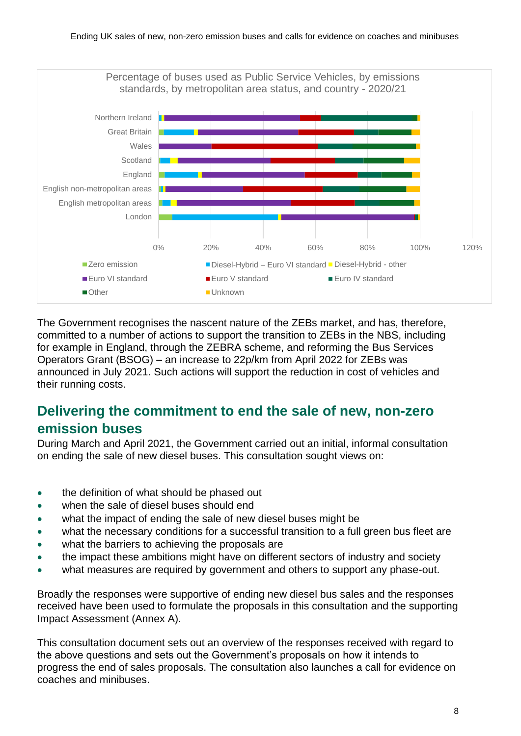Percentage of buses used as Public Service Vehicles, by emissions standards, by metropolitan area status, and country - 2020/21

The Government recognises the nascent nature of the ZEBs market, and has, therefore, committed to a number of actions to support the transition to ZEBs in the NBS, including for example in England, through the ZEBRA scheme, and reforming the Bus Services Operators Grant (BSOG) – an increase to 22p/km from April 2022 for ZEBs was announced in July 2021. Such actions will support the reduction in cost of vehicles and their running costs.

## Delivering the commitment to end the sale of new, non-zero emission buses

During March and April 2021, the Government carried out an initial, informal consultation on ending the sale of new diesel buses. This consultation sought views on:

- the definition of what should be phased out
- when the sale of diesel buses should end
- what the impact of ending the sale of new diesel buses might be
- what the necessary conditions for a successful transition to a full green bus fleet are
- what the barriers to achieving the proposals are
- the impact these ambitions might have on different sectors of industry and society
- what measures are required by government and others to support any phase-out.

Broadly the responses were supportive of ending new diesel bus sales and the responses received have been used to formulate the proposals in this consultation and the supporting Impact Assessment (Annex A).

This consultation document sets out an overview of the responses received with regard to the above questions and sets out the Government's proposals on how it intends to progress the end of sales proposals. The consultation also launches a call for evidence on coaches and minibuses.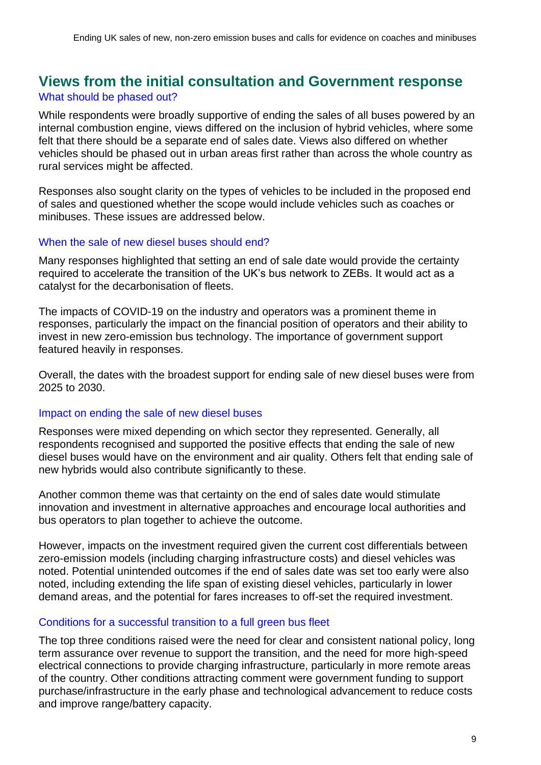## Views from the initial consultation and Government response

### What should be phased out?

While respondents were broadly supportive of ending the sales of all buses powered by an internal combustion engine, views differed on the inclusion of hybrid vehicles, where some felt that there should be a separate end of sales date. Views also differed on whether vehicles should be phased out in urban areas first rather than across the whole country as rural services might be affected.

Responses also sought clarity on the types of vehicles to be included in the proposed end of sales and questioned whether the scope would include vehicles such as coaches or minibuses. These issues are addressed below.

### When the sale of new diesel buses should end?

Many responses highlighted that setting an end of sale date would provide the certainty required to accelerate the transition of the UK's bus network to ZEBs. It would act as a catalyst for the decarbonisation of fleets.

The impacts of COVID-19 on the industry and operators was a prominent theme in responses, particularly the impact on the financial position of operators and their ability to invest in new zero-emission bus technology. The importance of government support featured heavily in responses.

Overall, the dates with the broadest support for ending sale of new diesel buses were from 2025 to 2030.

### Impact on ending the sale of new diesel buses

Responses were mixed depending on which sector they represented. Generally, all respondents recognised and supported the positive effects that ending the sale of new diesel buses would have on the environment and air quality. Others felt that ending sale of new hybrids would also contribute significantly to these.

Another common theme was that certainty on the end of sales date would stimulate innovation and investment in alternative approaches and encourage local authorities and bus operators to plan together to achieve the outcome.

However, impacts on the investment required given the current cost differentials between zero-emission models (including charging infrastructure costs) and diesel vehicles was noted. Potential unintended outcomes if the end of sales date was set too early were also noted, including extending the life span of existing diesel vehicles, particularly in lower demand areas, and the potential for fares increases to off-set the required investment.

### Conditions for a successful transition to a full green bus fleet

The top three conditions raised were the need for clear and consistent national policy, long term assurance over revenue to support the transition, and the need for more high-speed electrical connections to provide charging infrastructure, particularly in more remote areas of the country. Other conditions attracting comment were government funding to support purchase/infrastructure in the early phase and technological advancement to reduce costs and improve range/battery capacity.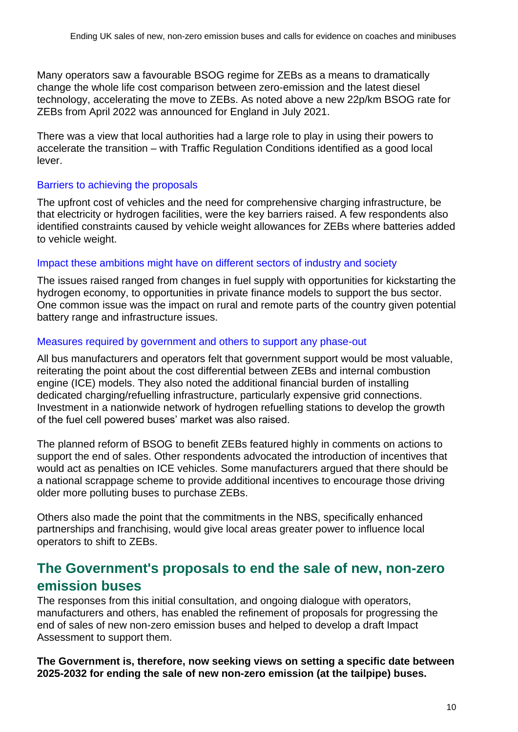Many operators saw a favourable BSOG regime for ZEBs as a means to dramatically change the whole life cost comparison between zero-emission and the latest diesel technology, accelerating the move to ZEBs. As noted above a new 22p/km BSOG rate for ZEBs from April 2022 was announced for England in July 2021.

There was a view that local authorities had a large role to play in using their powers to accelerate the transition – with Traffic Regulation Conditions identified as a good local lever.

### Barriers to achieving the proposals

The upfront cost of vehicles and the need for comprehensive charging infrastructure, be that electricity or hydrogen facilities, were the key barriers raised. A few respondents also identified constraints caused by vehicle weight allowances for ZEBs where batteries added to vehicle weight.

### Impact these ambitions might have on different sectors of industry and society

The issues raised ranged from changes in fuel supply with opportunities for kickstarting the hydrogen economy, to opportunities in private finance models to support the bus sector. One common issue was the impact on rural and remote parts of the country given potential battery range and infrastructure issues.

### Measures required by government and others to support any phase-out

All bus manufacturers and operators felt that government support would be most valuable, reiterating the point about the cost differential between ZEBs and internal combustion engine (ICE) models. They also noted the additional financial burden of installing dedicated charging/refuelling infrastructure, particularly expensive grid connections. Investment in a nationwide network of hydrogen refuelling stations to develop the growth of the fuel cell powered buses' market was also raised.

The planned reform of BSOG to benefit ZEBs featured highly in comments on actions to support the end of sales. Other respondents advocated the introduction of incentives that would act as penalties on ICE vehicles. Some manufacturers argued that there should be a national scrappage scheme to provide additional incentives to encourage those driving older more polluting buses to purchase ZEBs.

Others also made the point that the commitments in the NBS, specifically enhanced partnerships and franchising, would give local areas greater power to influence local operators to shift to ZEBs.

## The Government's proposals to end the sale of new, non-zero emission buses

The responses from this initial consultation, and ongoing dialogue with operators, manufacturers and others, has enabled the refinement of proposals for progressing the end of sales of new non-zero emission buses and helped to develop a draft Impact Assessment to support them.

**The Government is, therefore, now seeking views on setting a specific date between 2025-2032 for ending the sale of new non-zero emission (at the tailpipe) buses.**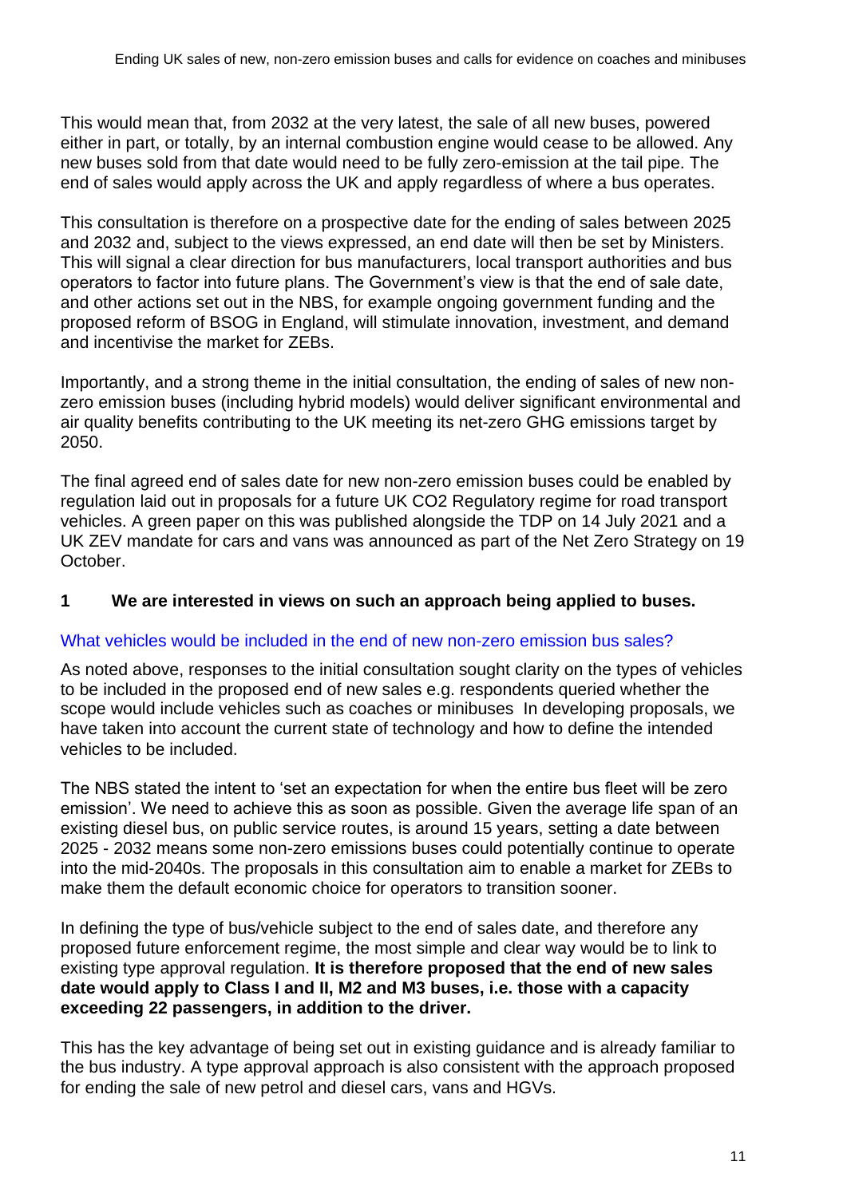This would mean that, from 2032 at the very latest, the sale of all new buses, powered either in part, or totally, by an internal combustion engine would cease to be allowed. Any new buses sold from that date would need to be fully zero-emission at the tail pipe. The end of sales would apply across the UK and apply regardless of where a bus operates.

This consultation is therefore on a prospective date for the ending of sales between 2025 and 2032 and, subject to the views expressed, an end date will then be set by Ministers. This will signal a clear direction for bus manufacturers, local transport authorities and bus operators to factor into future plans. The Government's view is that the end of sale date, and other actions set out in the NBS, for example ongoing government funding and the proposed reform of BSOG in England, will stimulate innovation, investment, and demand and incentivise the market for ZEBs.

Importantly, and a strong theme in the initial consultation, the ending of sales of new non-zero emission buses (including hybrid models) would deliver significant environmental and air quality benefits contributing to the UK meeting its net-zero GHG emissions target by 2050.

The final agreed end of sales date for new non-zero emission buses could be enabled by regulation laid out in proposals for a future UK CO2 Regulatory regime for road transport vehicles. A green paper on this was published alongside the TDP on 14 July 2021 and a UK ZEV mandate for cars and vans was announced as part of the Net Zero Strategy on 19 October.

**1 We are interested in views on such an approach being applied to buses.**

## What vehicles would be included in the end of new non-zero emission bus sales?

As noted above, responses to the initial consultation sought clarity on the types of vehicles to be included in the proposed end of new sales e.g. respondents queried whether the scope would include vehicles such as coaches or minibuses In developing proposals, we have taken into account the current state of technology and how to define the intended vehicles to be included.

The NBS stated the intent to 'set an expectation for when the entire bus fleet will be zero emission'. We need to achieve this as soon as possible. Given the average life span of an existing diesel bus, on public service routes, is around 15 years, setting a date between 2025 - 2032 means some non-zero emissions buses could potentially continue to operate into the mid-2040s. The proposals in this consultation aim to enable a market for ZEBs to make them the default economic choice for operators to transition sooner.

In defining the type of bus/vehicle subject to the end of sales date, and therefore any proposed future enforcement regime, the most simple and clear way would be to link to existing type approval regulation. **It is therefore proposed that the end of new sales date would apply to Class I and II, M2 and M3 buses, i.e. those with a capacity exceeding 22 passengers, in addition to the driver.**

This has the key advantage of being set out in existing guidance and is already familiar to the bus industry. A type approval approach is also consistent with the approach proposed for ending the sale of new petrol and diesel cars, vans and HGVs.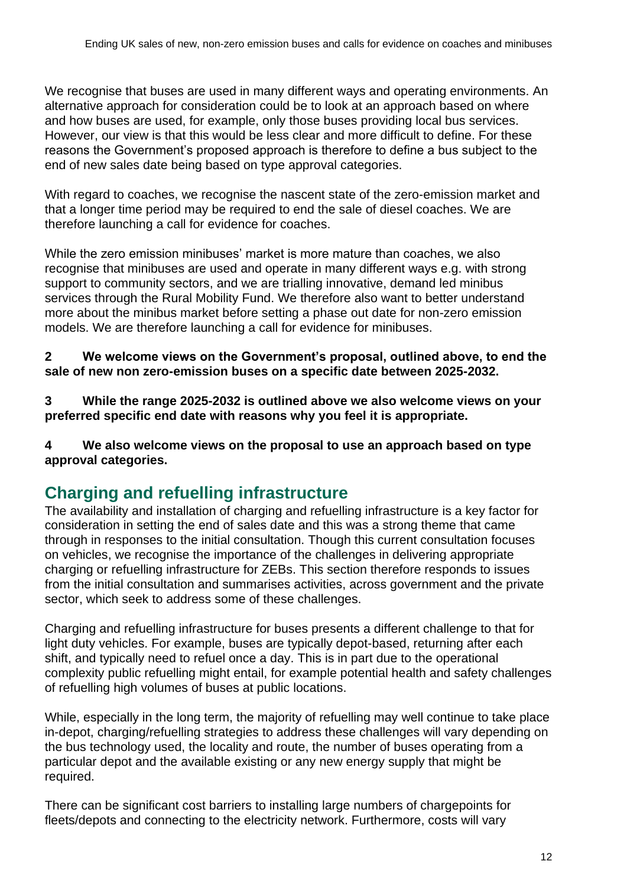We recognise that buses are used in many different ways and operating environments. An alternative approach for consideration could be to look at an approach based on where and how buses are used, for example, only those buses providing local bus services. However, our view is that this would be less clear and more difficult to define. For these reasons the Government's proposed approach is therefore to define a bus subject to the end of new sales date being based on type approval categories.

With regard to coaches, we recognise the nascent state of the zero-emission market and that a longer time period may be required to end the sale of diesel coaches. We are therefore launching a call for evidence for coaches.

While the zero emission minibuses' market is more mature than coaches, we also recognise that minibuses are used and operate in many different ways e.g. with strong support to community sectors, and we are trialling innovative, demand led minibus services through the Rural Mobility Fund. We therefore also want to better understand more about the minibus market before setting a phase out date for non-zero emission models. We are therefore launching a call for evidence for minibuses.

**2 We welcome views on the Government's proposal, outlined above, to end the sale of new non zero-emission buses on a specific date between 2025-2032.**

**3 While the range 2025-2032 is outlined above we also welcome views on your preferred specific end date with reasons why you feel it is appropriate.**

**4 We also welcome views on the proposal to use an approach based on type approval categories.**

## Charging and refuelling infrastructure

The availability and installation of charging and refuelling infrastructure is a key factor for consideration in setting the end of sales date and this was a strong theme that came through in responses to the initial consultation. Though this current consultation focuses on vehicles, we recognise the importance of the challenges in delivering appropriate charging or refuelling infrastructure for ZEBs. This section therefore responds to issues from the initial consultation and summarises activities, across government and the private sector, which seek to address some of these challenges.

Charging and refuelling infrastructure for buses presents a different challenge to that for light duty vehicles. For example, buses are typically depot-based, returning after each shift, and typically need to refuel once a day. This is in part due to the operational complexity public refuelling might entail, for example potential health and safety challenges of refuelling high volumes of buses at public locations.

While, especially in the long term, the majority of refuelling may well continue to take place in-depot, charging/refuelling strategies to address these challenges will vary depending on the bus technology used, the locality and route, the number of buses operating from a particular depot and the available existing or any new energy supply that might be required.

There can be significant cost barriers to installing large numbers of chargepoints for fleets/depots and connecting to the electricity network. Furthermore, costs will vary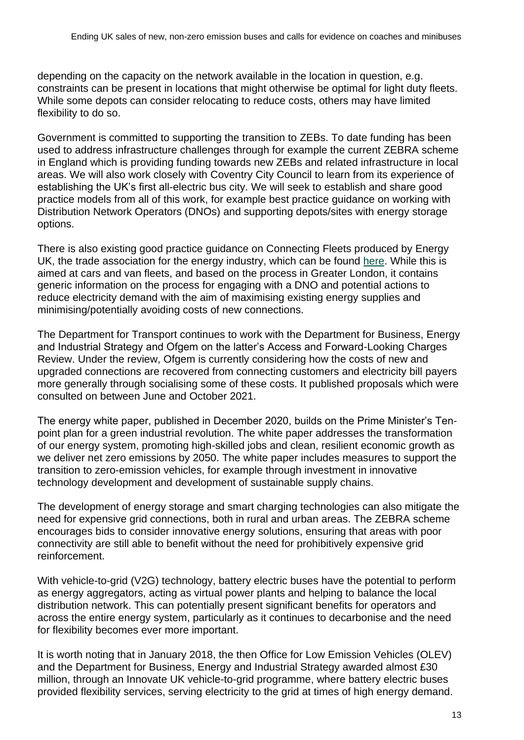depending on the capacity on the network available in the location in question, e.g. constraints can be present in locations that might otherwise be optimal for light duty fleets. While some depots can consider relocating to reduce costs, others may have limited flexibility to do so.

Government is committed to supporting the transition to ZEBs. To date funding has been used to address infrastructure challenges through for example the current ZEBRA scheme in England which is providing funding towards new ZEBs and related infrastructure in local areas. We will also work closely with Coventry City Council to learn from its experience of establishing the UK's first all-electric bus city. We will seek to establish and share good practice models from all of this work, for example best practice guidance on working with Distribution Network Operators (DNOs) and supporting depots/sites with energy storage options.

There is also existing good practice guidance on Connecting Fleets produced by Energy UK, the trade association for the energy industry, which can be found here. While this is aimed at cars and van fleets, and based on the process in Greater London, it contains generic information on the process for engaging with a DNO and potential actions to reduce electricity demand with the aim of maximising existing energy supplies and minimising/potentially avoiding costs of new connections.

The Department for Transport continues to work with the Department for Business, Energy and Industrial Strategy and Ofgem on the latter's Access and Forward-Looking Charges Review. Under the review, Ofgem is currently considering how the costs of new and upgraded connections are recovered from connecting customers and electricity bill payers more generally through socialising some of these costs. It published proposals which were consulted on between June and October 2021.

The energy white paper, published in December 2020, builds on the Prime Minister's Ten-point plan for a green industrial revolution. The white paper addresses the transformation of our energy system, promoting high-skilled jobs and clean, resilient economic growth as we deliver net zero emissions by 2050. The white paper includes measures to support the transition to zero-emission vehicles, for example through investment in innovative technology development and development of sustainable supply chains.

The development of energy storage and smart charging technologies can also mitigate the need for expensive grid connections, both in rural and urban areas. The ZEBRA scheme encourages bids to consider innovative energy solutions, ensuring that areas with poor connectivity are still able to benefit without the need for prohibitively expensive grid reinforcement.

With vehicle-to-grid (V2G) technology, battery electric buses have the potential to perform as energy aggregators, acting as virtual power plants and helping to balance the local distribution network. This can potentially present significant benefits for operators and across the entire energy system, particularly as it continues to decarbonise and the need for flexibility becomes ever more important.

It is worth noting that in January 2018, the then Office for Low Emission Vehicles (OLEV) and the Department for Business, Energy and Industrial Strategy awarded almost £30 million, through an Innovate UK vehicle-to-grid programme, where battery electric buses provided flexibility services, serving electricity to the grid at times of high energy demand.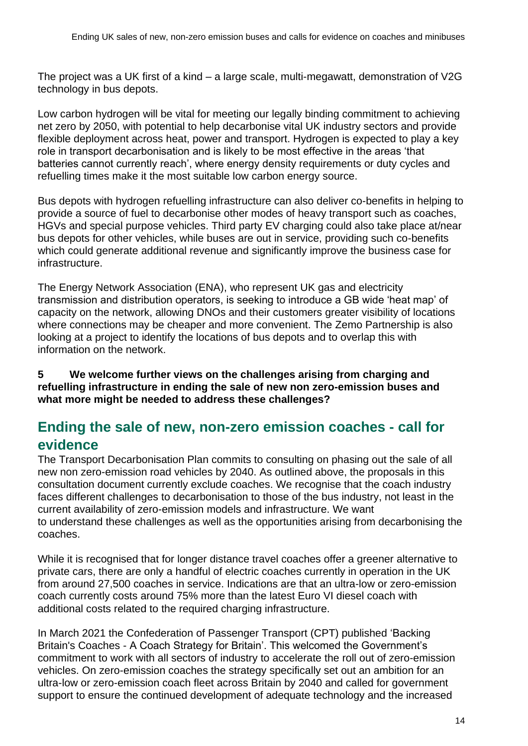The project was a UK first of a kind – a large scale, multi-megawatt, demonstration of V2G technology in bus depots.

Low carbon hydrogen will be vital for meeting our legally binding commitment to achieving net zero by 2050, with potential to help decarbonise vital UK industry sectors and provide flexible deployment across heat, power and transport. Hydrogen is expected to play a key role in transport decarbonisation and is likely to be most effective in the areas 'that batteries cannot currently reach', where energy density requirements or duty cycles and refuelling times make it the most suitable low carbon energy source.

Bus depots with hydrogen refuelling infrastructure can also deliver co-benefits in helping to provide a source of fuel to decarbonise other modes of heavy transport such as coaches, HGVs and special purpose vehicles. Third party EV charging could also take place at/near bus depots for other vehicles, while buses are out in service, providing such co-benefits which could generate additional revenue and significantly improve the business case for infrastructure.

The Energy Network Association (ENA), who represent UK gas and electricity transmission and distribution operators, is seeking to introduce a GB wide 'heat map' of capacity on the network, allowing DNOs and their customers greater visibility of locations where connections may be cheaper and more convenient. The Zemo Partnership is also looking at a project to identify the locations of bus depots and to overlap this with information on the network.

**5 We welcome further views on the challenges arising from charging and refuelling infrastructure in ending the sale of new non zero-emission buses and what more might be needed to address these challenges?**

## Ending the sale of new, non-zero emission coaches - call for evidence

The Transport Decarbonisation Plan commits to consulting on phasing out the sale of all new non zero-emission road vehicles by 2040. As outlined above, the proposals in this consultation document currently exclude coaches. We recognise that the coach industry faces different challenges to decarbonisation to those of the bus industry, not least in the current availability of zero-emission models and infrastructure. We want to understand these challenges as well as the opportunities arising from decarbonising the coaches.

While it is recognised that for longer distance travel coaches offer a greener alternative to private cars, there are only a handful of electric coaches currently in operation in the UK from around 27,500 coaches in service. Indications are that an ultra-low or zero-emission coach currently costs around 75% more than the latest Euro VI diesel coach with additional costs related to the required charging infrastructure.

In March 2021 the Confederation of Passenger Transport (CPT) published 'Backing Britain's Coaches - A Coach Strategy for Britain'. This welcomed the Government's commitment to work with all sectors of industry to accelerate the roll out of zero-emission vehicles. On zero-emission coaches the strategy specifically set out an ambition for an ultra-low or zero-emission coach fleet across Britain by 2040 and called for government support to ensure the continued development of adequate technology and the increased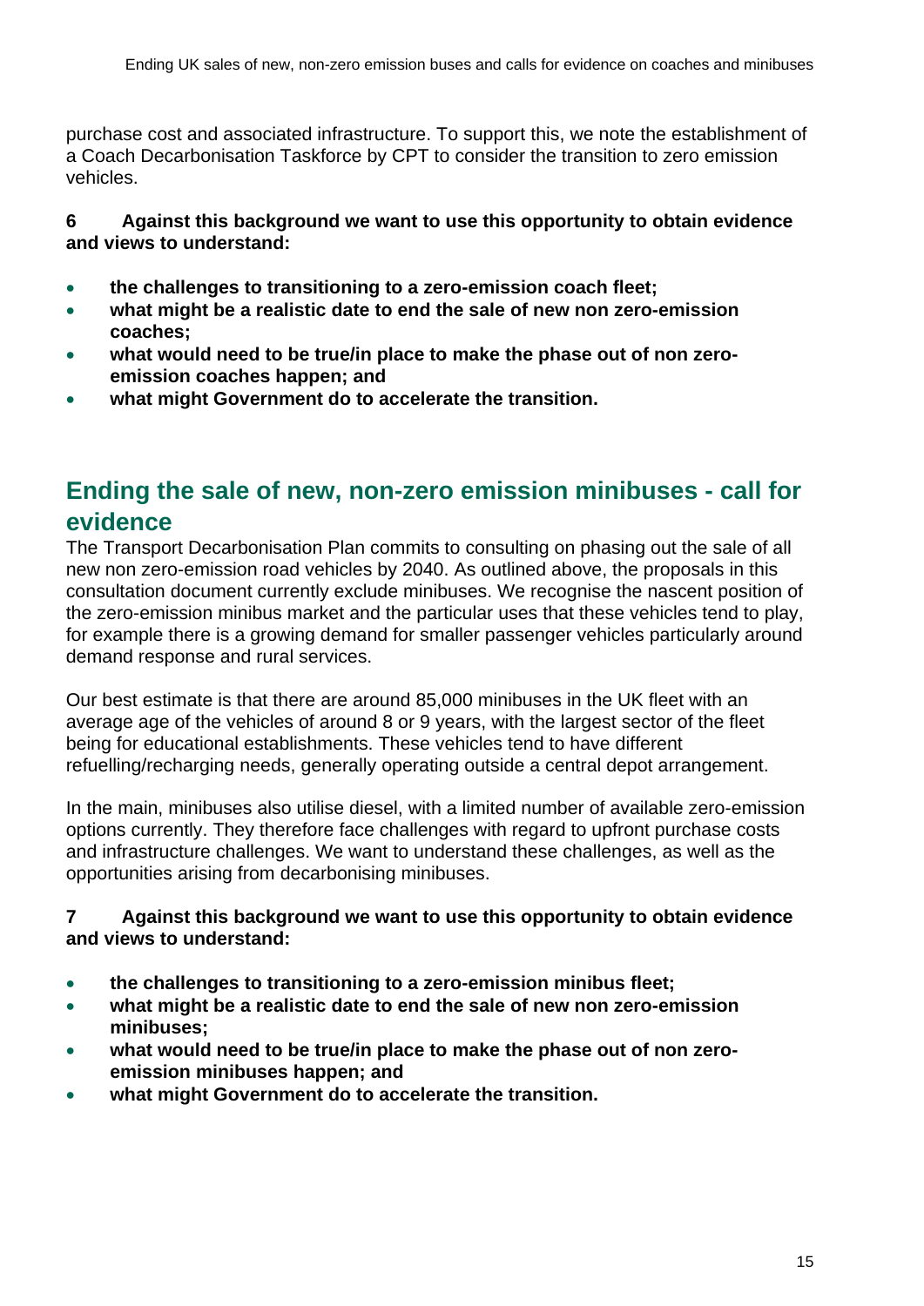purchase cost and associated infrastructure. To support this, we note the establishment of a Coach Decarbonisation Taskforce by CPT to consider the transition to zero emission vehicles.

**6 Against this background we want to use this opportunity to obtain evidence and views to understand:**

- **the challenges to transitioning to a zero-emission coach fleet;**
- **what might be a realistic date to end the sale of new non zero-emission coaches;**
- **what would need to be true/in place to make the phase out of non zero-emission coaches happen; and**
- **what might Government do to accelerate the transition.**

## Ending the sale of new, non-zero emission minibuses - call for evidence

The Transport Decarbonisation Plan commits to consulting on phasing out the sale of all new non zero-emission road vehicles by 2040. As outlined above, the proposals in this consultation document currently exclude minibuses. We recognise the nascent position of the zero-emission minibus market and the particular uses that these vehicles tend to play, for example there is a growing demand for smaller passenger vehicles particularly around demand response and rural services.

Our best estimate is that there are around 85,000 minibuses in the UK fleet with an average age of the vehicles of around 8 or 9 years, with the largest sector of the fleet being for educational establishments. These vehicles tend to have different refuelling/recharging needs, generally operating outside a central depot arrangement.

In the main, minibuses also utilise diesel, with a limited number of available zero-emission options currently. They therefore face challenges with regard to upfront purchase costs and infrastructure challenges. We want to understand these challenges, as well as the opportunities arising from decarbonising minibuses.

**7 Against this background we want to use this opportunity to obtain evidence and views to understand:**

- **the challenges to transitioning to a zero-emission minibus fleet;**
- **what might be a realistic date to end the sale of new non zero-emission minibuses;**
- **what would need to be true/in place to make the phase out of non zero-emission minibuses happen; and**
- **what might Government do to accelerate the transition.**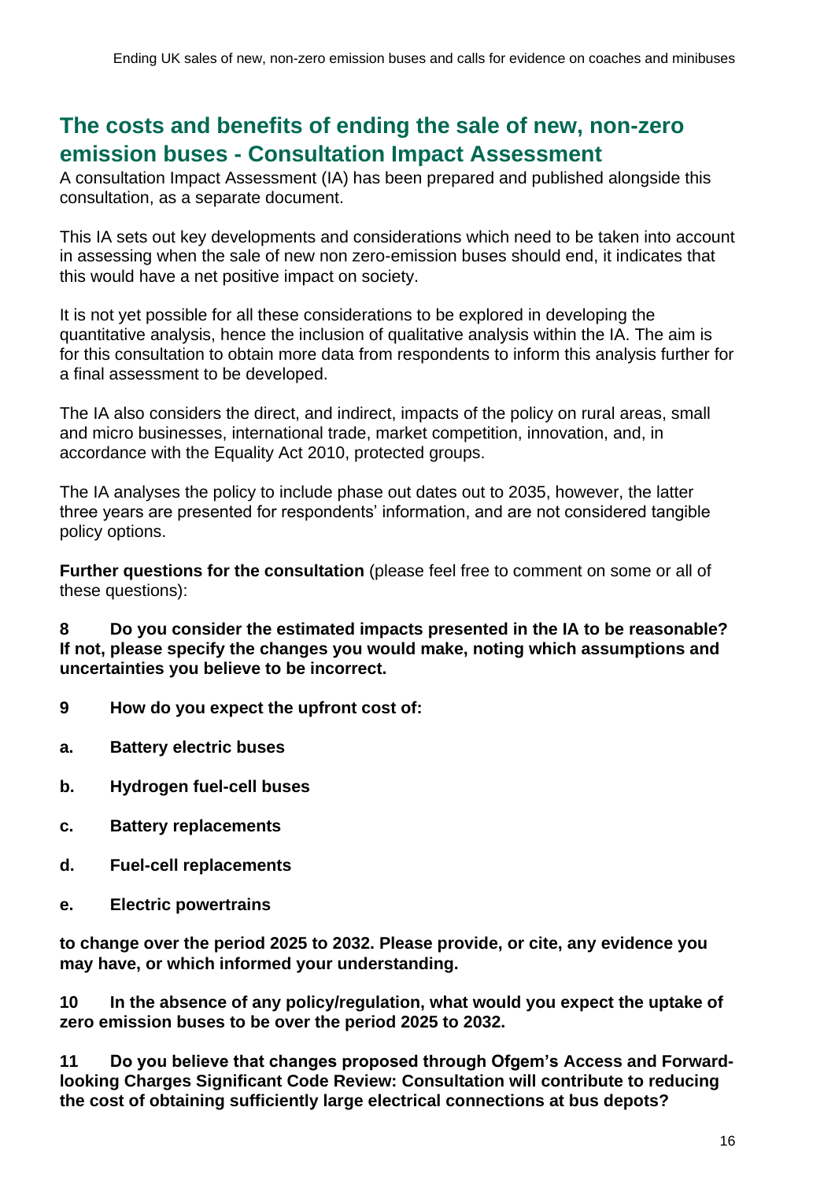## The costs and benefits of ending the sale of new, non-zero emission buses - Consultation Impact Assessment

A consultation Impact Assessment (IA) has been prepared and published alongside this consultation, as a separate document.

This IA sets out key developments and considerations which need to be taken into account in assessing when the sale of new non zero-emission buses should end, it indicates that this would have a net positive impact on society.

It is not yet possible for all these considerations to be explored in developing the quantitative analysis, hence the inclusion of qualitative analysis within the IA. The aim is for this consultation to obtain more data from respondents to inform this analysis further for a final assessment to be developed.

The IA also considers the direct, and indirect, impacts of the policy on rural areas, small and micro businesses, international trade, market competition, innovation, and, in accordance with the Equality Act 2010, protected groups.

The IA analyses the policy to include phase out dates out to 2035, however, the latter three years are presented for respondents' information, and are not considered tangible policy options.

**Further questions for the consultation** (please feel free to comment on some or all of these questions):

**8 Do you consider the estimated impacts presented in the IA to be reasonable? If not, please specify the changes you would make, noting which assumptions and uncertainties you believe to be incorrect.**

**9 How do you expect the upfront cost of:**

**a. Battery electric buses**

**b. Hydrogen fuel-cell buses**

**c. Battery replacements**

**d. Fuel-cell replacements**

**e. Electric powertrains**

**to change over the period 2025 to 2032. Please provide, or cite, any evidence you may have, or which informed your understanding.**

**10 In the absence of any policy/regulation, what would you expect the uptake of zero emission buses to be over the period 2025 to 2032.**

**11 Do you believe that changes proposed through Ofgem's Access and Forward-looking Charges Significant Code Review: Consultation will contribute to reducing the cost of obtaining sufficiently large electrical connections at bus depots?**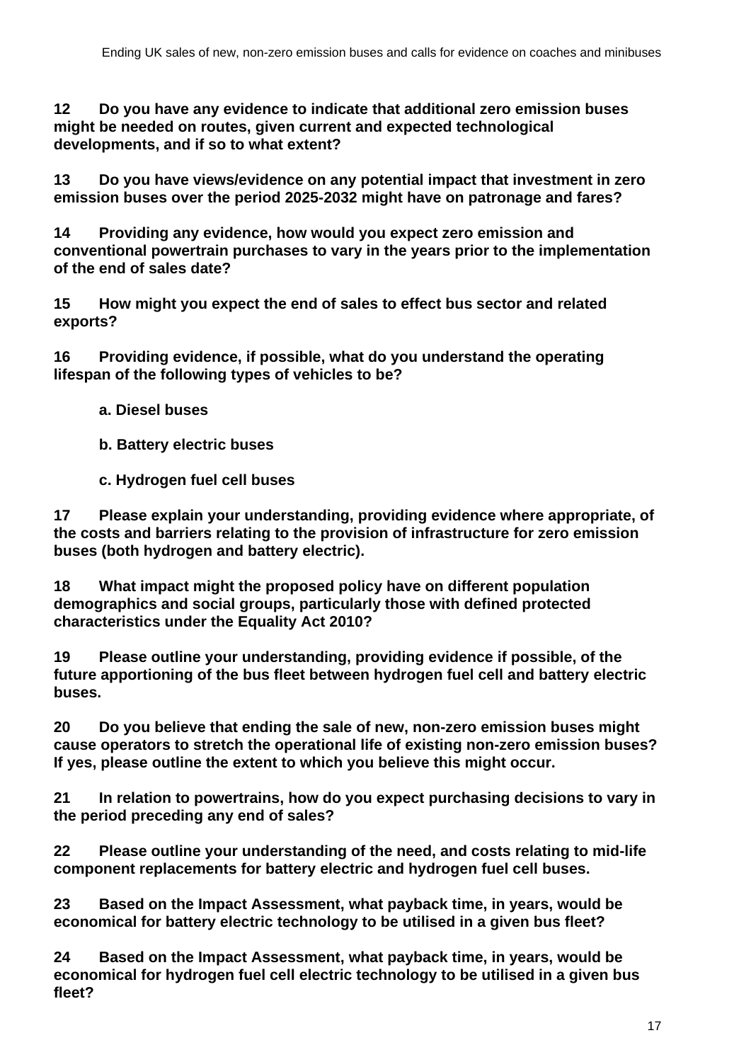**12 Do you have any evidence to indicate that additional zero emission buses might be needed on routes, given current and expected technological developments, and if so to what extent?**

**13 Do you have views/evidence on any potential impact that investment in zero emission buses over the period 2025-2032 might have on patronage and fares?**

**14 Providing any evidence, how would you expect zero emission and conventional powertrain purchases to vary in the years prior to the implementation of the end of sales date?**

**15 How might you expect the end of sales to effect bus sector and related exports?**

**16 Providing evidence, if possible, what do you understand the operating lifespan of the following types of vehicles to be?**

**a. Diesel buses**

**b. Battery electric buses**

**c. Hydrogen fuel cell buses**

**17 Please explain your understanding, providing evidence where appropriate, of the costs and barriers relating to the provision of infrastructure for zero emission buses (both hydrogen and battery electric).**

**18 What impact might the proposed policy have on different population demographics and social groups, particularly those with defined protected characteristics under the Equality Act 2010?**

**19 Please outline your understanding, providing evidence if possible, of the future apportioning of the bus fleet between hydrogen fuel cell and battery electric buses.**

**20 Do you believe that ending the sale of new, non-zero emission buses might cause operators to stretch the operational life of existing non-zero emission buses? If yes, please outline the extent to which you believe this might occur.**

**21 In relation to powertrains, how do you expect purchasing decisions to vary in the period preceding any end of sales?**

**22 Please outline your understanding of the need, and costs relating to mid-life component replacements for battery electric and hydrogen fuel cell buses.**

**23 Based on the Impact Assessment, what payback time, in years, would be economical for battery electric technology to be utilised in a given bus fleet?**

**24 Based on the Impact Assessment, what payback time, in years, would be economical for hydrogen fuel cell electric technology to be utilised in a given bus fleet?**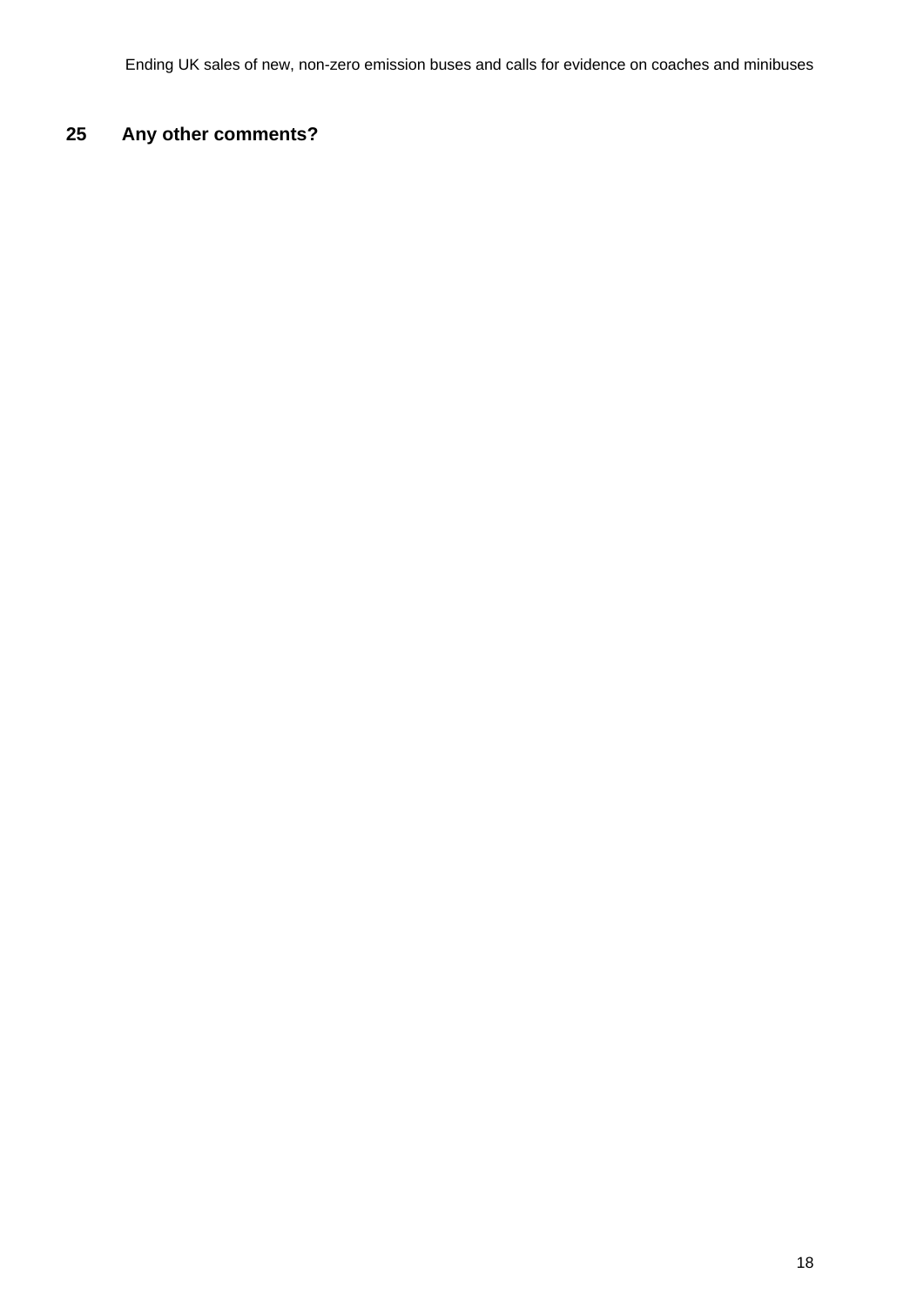## 25 Any other comments?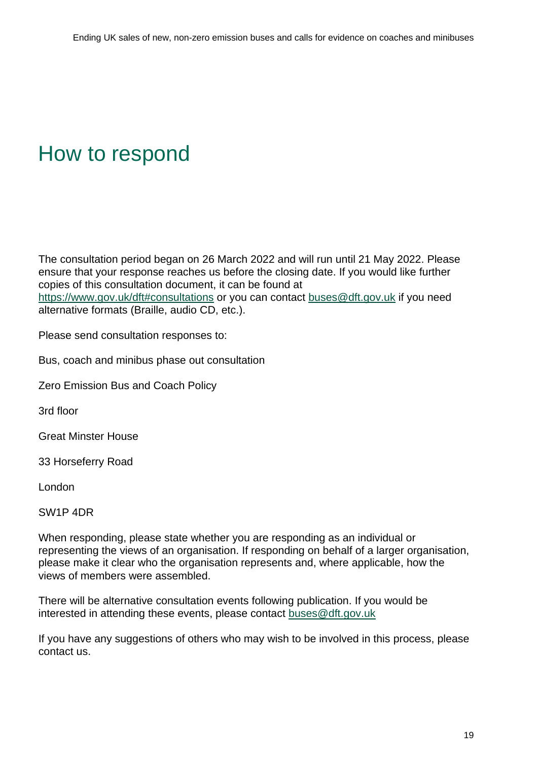# How to respond

The consultation period began on 26 March 2022 and will run until 21 May 2022. Please ensure that your response reaches us before the closing date. If you would like further copies of this consultation document, it can be found at [https://www.gov.uk/dft#consultations](https://www.gov.uk/dft#consultations) or you can contact [buses@dft.gov.uk](mailto:buses@dft.gov.uk) if you need alternative formats (Braille, audio CD, etc.).

Please send consultation responses to:

Bus, coach and minibus phase out consultation

Zero Emission Bus and Coach Policy

3rd floor

Great Minster House

33 Horseferry Road

London

SW1P 4DR

When responding, please state whether you are responding as an individual or representing the views of an organisation. If responding on behalf of a larger organisation, please make it clear who the organisation represents and, where applicable, how the views of members were assembled.

There will be alternative consultation events following publication. If you would be interested in attending these events, please contact [buses@dft.gov.uk](mailto:buses@dft.gov.uk)

If you have any suggestions of others who may wish to be involved in this process, please contact us.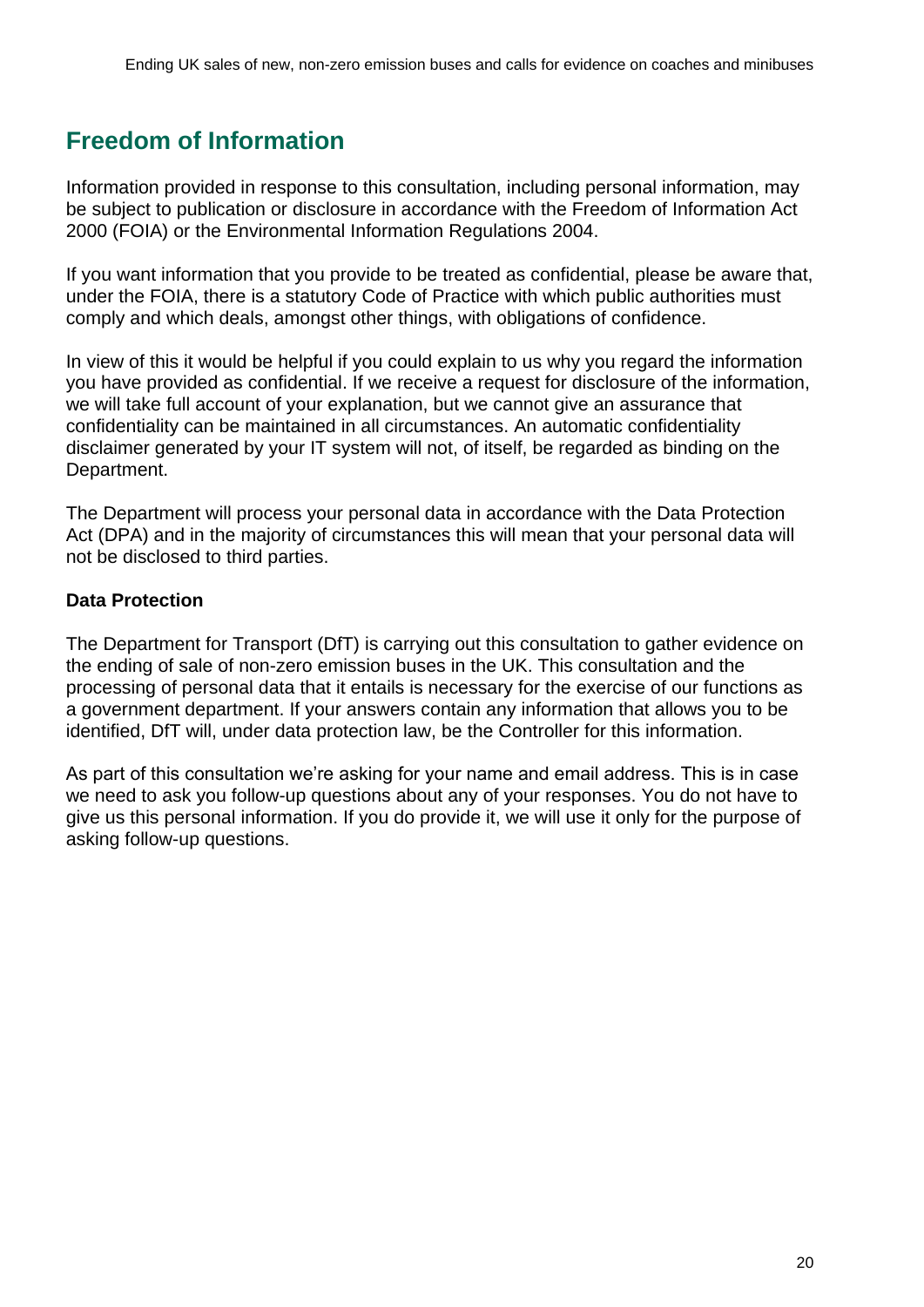## Freedom of Information

Information provided in response to this consultation, including personal information, may be subject to publication or disclosure in accordance with the Freedom of Information Act 2000 (FOIA) or the Environmental Information Regulations 2004.

If you want information that you provide to be treated as confidential, please be aware that, under the FOIA, there is a statutory Code of Practice with which public authorities must comply and which deals, amongst other things, with obligations of confidence.

In view of this it would be helpful if you could explain to us why you regard the information you have provided as confidential. If we receive a request for disclosure of the information, we will take full account of your explanation, but we cannot give an assurance that confidentiality can be maintained in all circumstances. An automatic confidentiality disclaimer generated by your IT system will not, of itself, be regarded as binding on the Department.

The Department will process your personal data in accordance with the Data Protection Act (DPA) and in the majority of circumstances this will mean that your personal data will not be disclosed to third parties.

### Data Protection

The Department for Transport (DfT) is carrying out this consultation to gather evidence on the ending of sale of non-zero emission buses in the UK. This consultation and the processing of personal data that it entails is necessary for the exercise of our functions as a government department. If your answers contain any information that allows you to be identified, DfT will, under data protection law, be the Controller for this information.

As part of this consultation we're asking for your name and email address. This is in case we need to ask you follow-up questions about any of your responses. You do not have to give us this personal information. If you do provide it, we will use it only for the purpose of asking follow-up questions.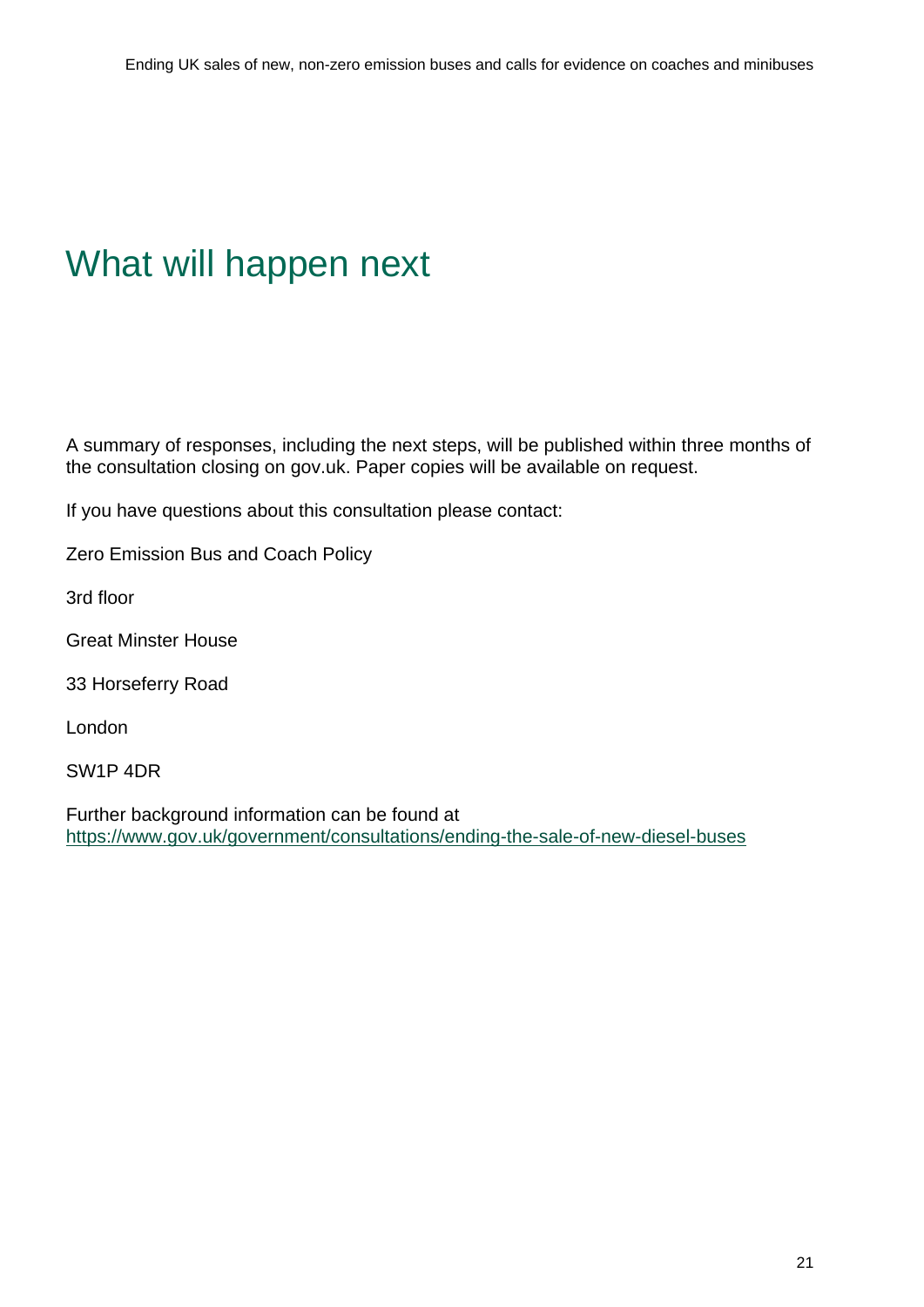# What will happen next

A summary of responses, including the next steps, will be published within three months of the consultation closing on gov.uk. Paper copies will be available on request.

If you have questions about this consultation please contact:

Zero Emission Bus and Coach Policy

3rd floor

Great Minster House

33 Horseferry Road

London

SW1P 4DR

Further background information can be found at https://www.gov.uk/government/consultations/ending-the-sale-of-new-diesel-buses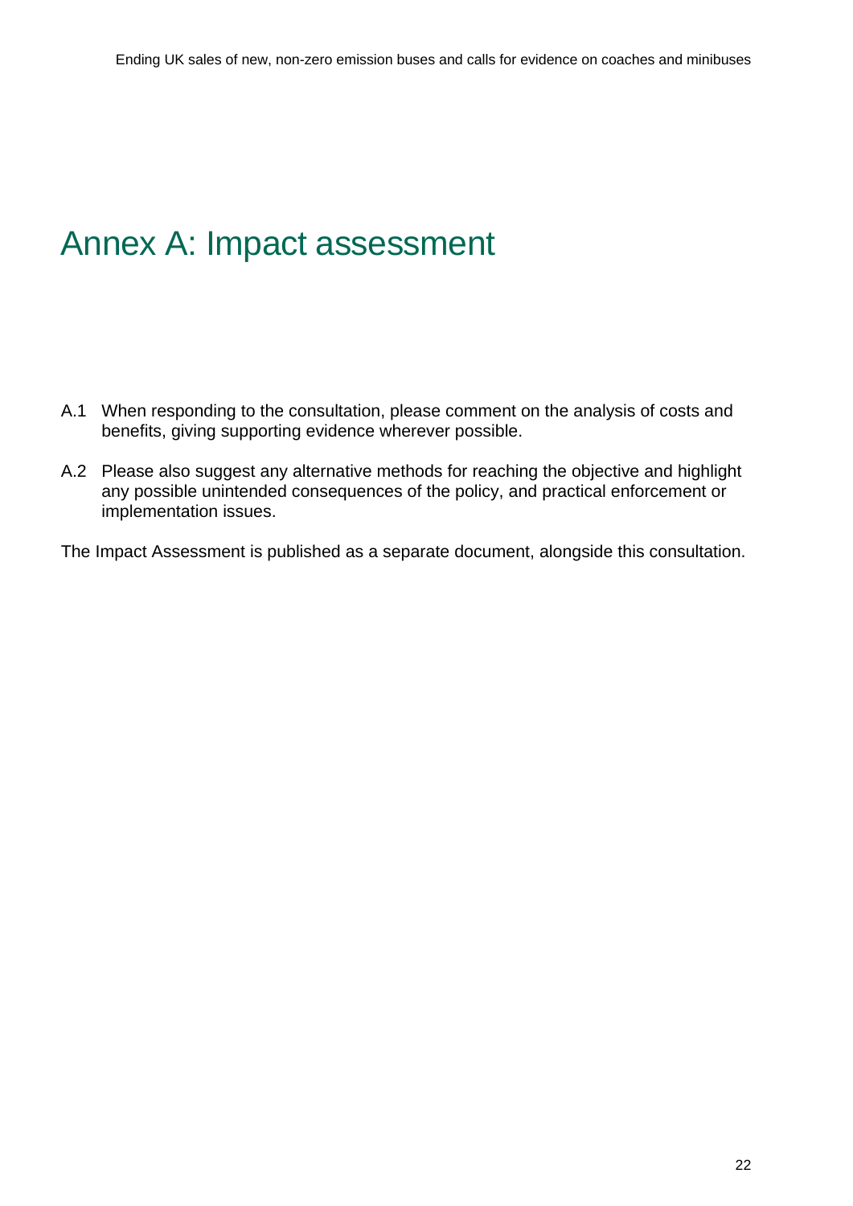# Annex A: Impact assessment

A.1 When responding to the consultation, please comment on the analysis of costs and benefits, giving supporting evidence wherever possible.

A.2 Please also suggest any alternative methods for reaching the objective and highlight any possible unintended consequences of the policy, and practical enforcement or implementation issues.

The Impact Assessment is published as a separate document, alongside this consultation.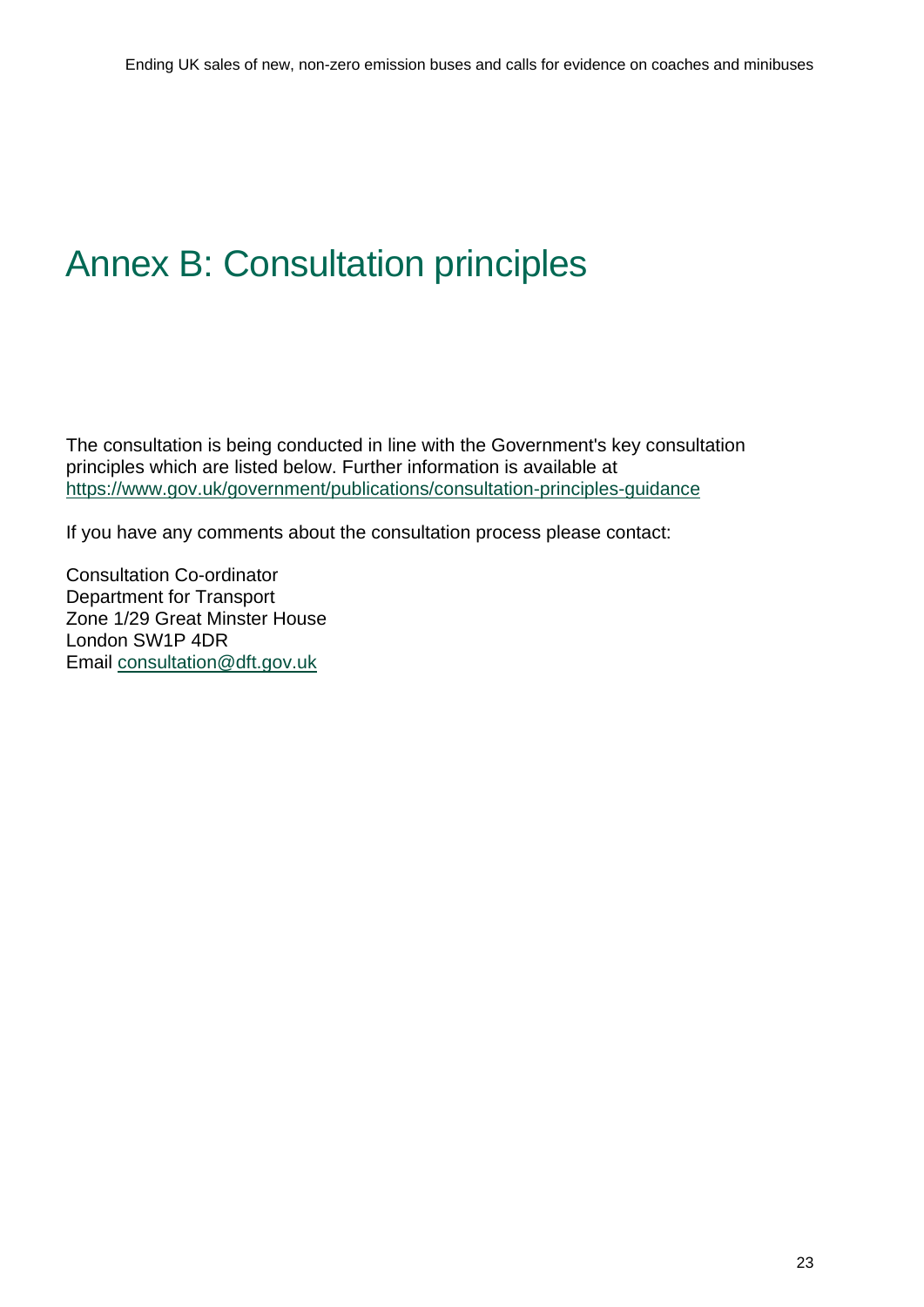# Annex B: Consultation principles

The consultation is being conducted in line with the Government's key consultation principles which are listed below. Further information is available at https://www.gov.uk/government/publications/consultation-principles-guidance

If you have any comments about the consultation process please contact:

Consultation Co-ordinator
Department for Transport
Zone 1/29 Great Minster House
London SW1P 4DR
Email consultation@dft.gov.uk